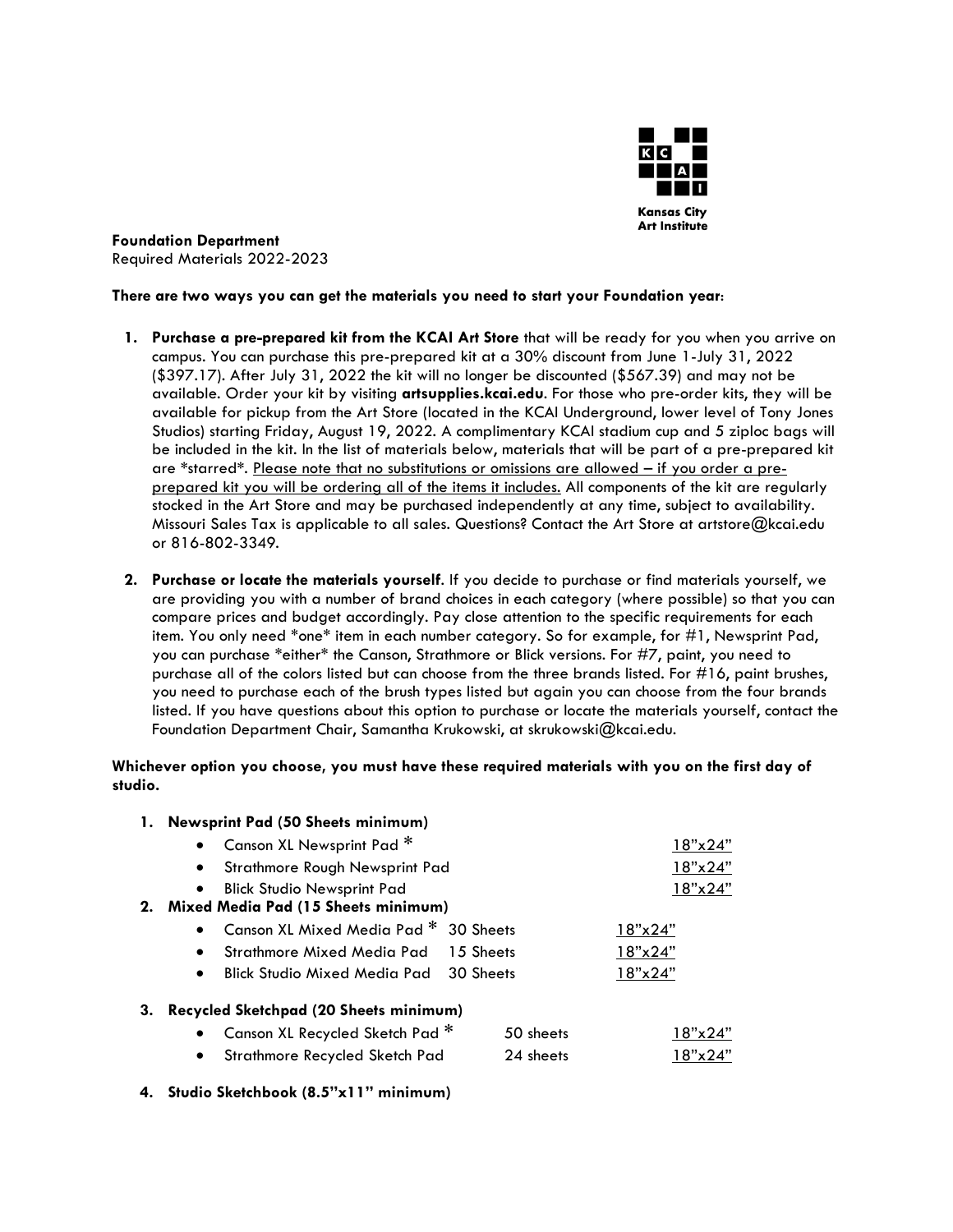Kansas City Art Institute

**Foundation Department**
Required Materials 2022-2023

**There are two ways you can get the materials you need to start your Foundation year:**

1. **Purchase a pre-prepared kit from the KCAI Art Store** that will be ready for you when you arrive on campus. You can purchase this pre-prepared kit at a 30% discount from June 1-July 31, 2022 ($397.17). After July 31, 2022 the kit will no longer be discounted ($567.39) and may not be available. Order your kit by visiting **artsupplies.kcai.edu**. For those who pre-order kits, they will be available for pickup from the Art Store (located in the KCAI Underground, lower level of Tony Jones Studios) starting Friday, August 19, 2022. A complimentary KCAI stadium cup and 5 ziploc bags will be included in the kit. In the list of materials below, materials that will be part of a pre-prepared kit are *starred*. <u>Please note that no substitutions or omissions are allowed – if you order a pre-prepared kit you will be ordering all of the items it includes.</u> All components of the kit are regularly stocked in the Art Store and may be purchased independently at any time, subject to availability. Missouri Sales Tax is applicable to all sales. Questions? Contact the Art Store at artstore@kcai.edu or 816-802-3349.

2. **Purchase or locate the materials yourself**. If you decide to purchase or find materials yourself, we are providing you with a number of brand choices in each category (where possible) so that you can compare prices and budget accordingly. Pay close attention to the specific requirements for each item. You only need *one* item in each number category. So for example, for #1, Newsprint Pad, you can purchase *either* the Canson, Strathmore or Blick versions. For #7, paint, you need to purchase all of the colors listed but can choose from the three brands listed. For #16, paint brushes, you need to purchase each of the brush types listed but again you can choose from the four brands listed. If you have questions about this option to purchase or locate the materials yourself, contact the Foundation Department Chair, Samantha Krukowski, at skrukowski@kcai.edu.

**Whichever option you choose, you must have these required materials with you on the first day of studio.**

1. **Newsprint Pad (50 Sheets minimum)**
   - Canson XL Newsprint Pad * — <u>18"x24"</u>
   - Strathmore Rough Newsprint Pad — <u>18"x24"</u>
   - Blick Studio Newsprint Pad — <u>18"x24"</u>
2. **Mixed Media Pad (15 Sheets minimum)**
   - Canson XL Mixed Media Pad * — 30 Sheets — <u>18"x24"</u>
   - Strathmore Mixed Media Pad — 15 Sheets — <u>18"x24"</u>
   - Blick Studio Mixed Media Pad — 30 Sheets — <u>18"x24"</u>
3. **Recycled Sketchpad (20 Sheets minimum)**
   - Canson XL Recycled Sketch Pad * — 50 sheets — <u>18"x24"</u>
   - Strathmore Recycled Sketch Pad — 24 sheets — <u>18"x24"</u>
4. **Studio Sketchbook (8.5"x11" minimum)**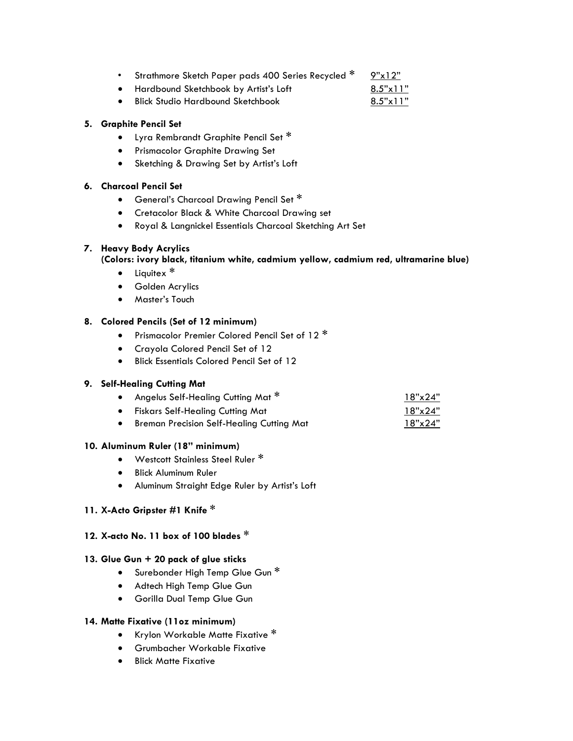- Strathmore Sketch Paper pads 400 Series Recycled * 9"x12"
- Hardbound Sketchbook by Artist's Loft 8.5"x11"
- Blick Studio Hardbound Sketchbook 8.5"x11"

**5. Graphite Pencil Set**

- Lyra Rembrandt Graphite Pencil Set *
- Prismacolor Graphite Drawing Set
- Sketching & Drawing Set by Artist's Loft

**6. Charcoal Pencil Set**

- General's Charcoal Drawing Pencil Set *
- Cretacolor Black & White Charcoal Drawing set
- Royal & Langnickel Essentials Charcoal Sketching Art Set

**7. Heavy Body Acrylics**
**(Colors: ivory black, titanium white, cadmium yellow, cadmium red, ultramarine blue)**

- Liquitex *
- Golden Acrylics
- Master's Touch

**8. Colored Pencils (Set of 12 minimum)**

- Prismacolor Premier Colored Pencil Set of 12 *
- Crayola Colored Pencil Set of 12
- Blick Essentials Colored Pencil Set of 12

**9. Self-Healing Cutting Mat**

- Angelus Self-Healing Cutting Mat * 18"x24"
- Fiskars Self-Healing Cutting Mat 18"x24"
- Breman Precision Self-Healing Cutting Mat 18"x24"

**10. Aluminum Ruler (18" minimum)**

- Westcott Stainless Steel Ruler *
- Blick Aluminum Ruler
- Aluminum Straight Edge Ruler by Artist's Loft

**11. X-Acto Gripster #1 Knife** *

**12. X-acto No. 11 box of 100 blades** *

**13. Glue Gun + 20 pack of glue sticks**

- Surebonder High Temp Glue Gun *
- Adtech High Temp Glue Gun
- Gorilla Dual Temp Glue Gun

**14. Matte Fixative (11oz minimum)**

- Krylon Workable Matte Fixative *
- Grumbacher Workable Fixative
- Blick Matte Fixative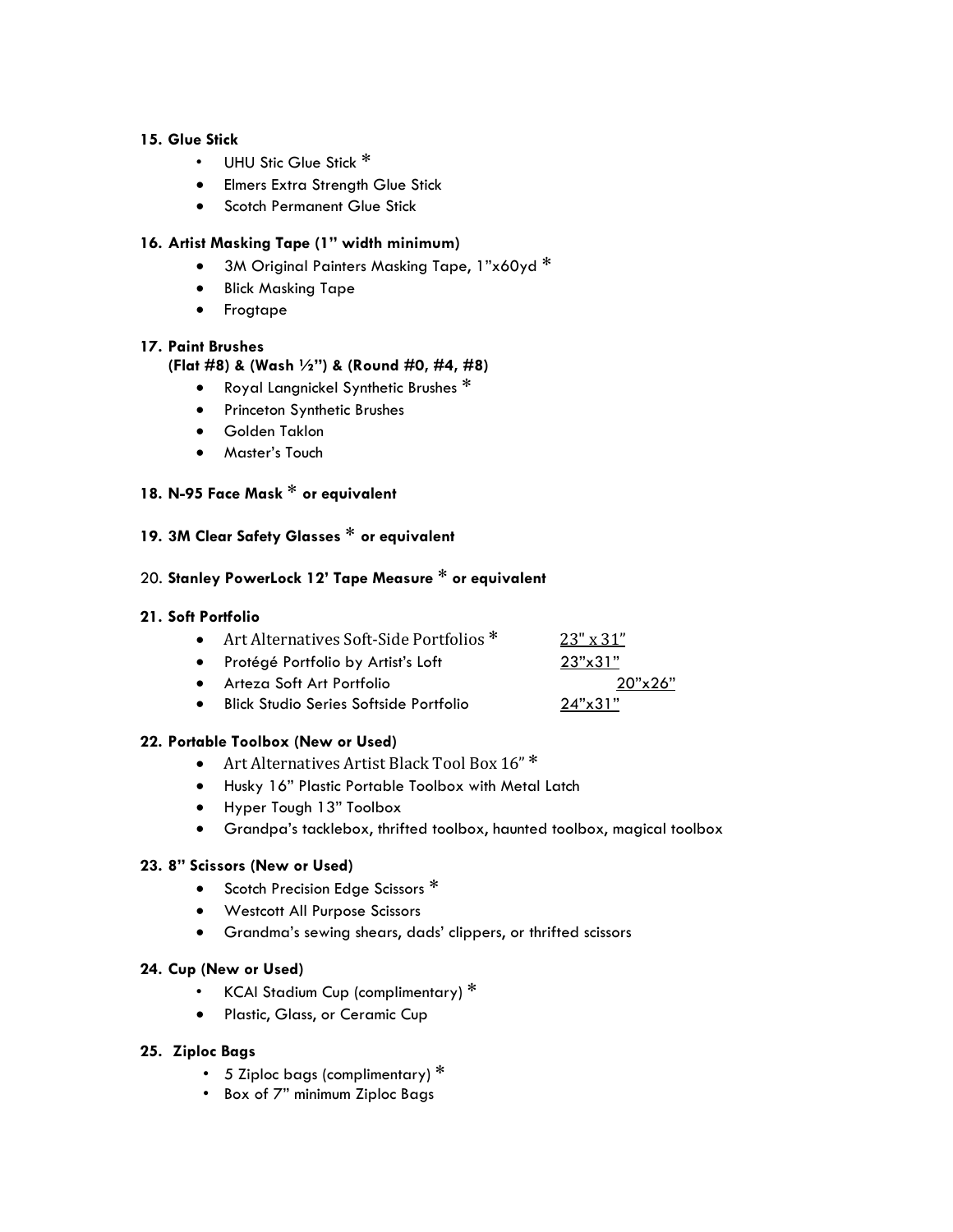**15. Glue Stick**

- UHU Stic Glue Stick *
- Elmers Extra Strength Glue Stick
- Scotch Permanent Glue Stick

**16. Artist Masking Tape (1" width minimum)**

- 3M Original Painters Masking Tape, 1"x60yd *
- Blick Masking Tape
- Frogtape

**17. Paint Brushes**
**(Flat #8) & (Wash ½") & (Round #0, #4, #8)**

- Royal Langnickel Synthetic Brushes *
- Princeton Synthetic Brushes
- Golden Taklon
- Master's Touch

**18. N-95 Face Mask * or equivalent**

**19. 3M Clear Safety Glasses * or equivalent**

20. **Stanley PowerLock 12' Tape Measure * or equivalent**

**21. Soft Portfolio**

- Art Alternatives Soft-Side Portfolios * — 23" x 31"
- Protégé Portfolio by Artist's Loft — 23"x31"
- Arteza Soft Art Portfolio — 20"x26"
- Blick Studio Series Softside Portfolio — 24"x31"

**22. Portable Toolbox (New or Used)**

- Art Alternatives Artist Black Tool Box 16" *
- Husky 16" Plastic Portable Toolbox with Metal Latch
- Hyper Tough 13" Toolbox
- Grandpa's tacklebox, thrifted toolbox, haunted toolbox, magical toolbox

**23. 8" Scissors (New or Used)**

- Scotch Precision Edge Scissors *
- Westcott All Purpose Scissors
- Grandma's sewing shears, dads' clippers, or thrifted scissors

**24. Cup (New or Used)**

- KCAI Stadium Cup (complimentary) *
- Plastic, Glass, or Ceramic Cup

**25. Ziploc Bags**

- 5 Ziploc bags (complimentary) *
- Box of 7" minimum Ziploc Bags